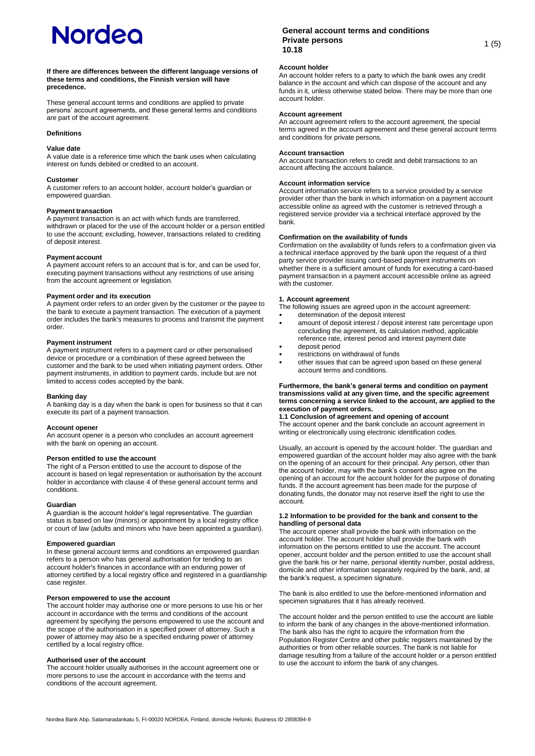# General account terms and conditions
## Private persons
## 10.18

**If there are differences between the different language versions of these terms and conditions, the Finnish version will have precedence.**

These general account terms and conditions are applied to private persons' account agreements, and these general terms and conditions are part of the account agreement.

### Definitions

**Value date**
A value date is a reference time which the bank uses when calculating interest on funds debited or credited to an account.

**Customer**
A customer refers to an account holder, account holder's guardian or empowered guardian.

**Payment transaction**
A payment transaction is an act with which funds are transferred, withdrawn or placed for the use of the account holder or a person entitled to use the account; excluding, however, transactions related to crediting of deposit interest.

**Payment account**
A payment account refers to an account that is for, and can be used for, executing payment transactions without any restrictions of use arising from the account agreement or legislation.

**Payment order and its execution**
A payment order refers to an order given by the customer or the payee to the bank to execute a payment transaction. The execution of a payment order includes the bank's measures to process and transmit the payment order.

**Payment instrument**
A payment instrument refers to a payment card or other personalised device or procedure or a combination of these agreed between the customer and the bank to be used when initiating payment orders. Other payment instruments, in addition to payment cards, include but are not limited to access codes accepted by the bank.

**Banking day**
A banking day is a day when the bank is open for business so that it can execute its part of a payment transaction.

**Account opener**
An account opener is a person who concludes an account agreement with the bank on opening an account.

**Person entitled to use the account**
The right of a Person entitled to use the account to dispose of the account is based on legal representation or authorisation by the account holder in accordance with clause 4 of these general account terms and conditions.

**Guardian**
A guardian is the account holder's legal representative. The guardian status is based on law (minors) or appointment by a local registry office or court of law (adults and minors who have been appointed a guardian).

**Empowered guardian**
In these general account terms and conditions an empowered guardian refers to a person who has general authorisation for tending to an account holder's finances in accordance with an enduring power of attorney certified by a local registry office and registered in a guardianship case register.

**Person empowered to use the account**
The account holder may authorise one or more persons to use his or her account in accordance with the terms and conditions of the account agreement by specifying the persons empowered to use the account and the scope of the authorisation in a specified power of attorney. Such a power of attorney may also be a specified enduring power of attorney certified by a local registry office.

**Authorised user of the account**
The account holder usually authorises in the account agreement one or more persons to use the account in accordance with the terms and conditions of the account agreement.

**Account holder**
An account holder refers to a party to which the bank owes any credit balance in the account and which can dispose of the account and any funds in it, unless otherwise stated below. There may be more than one account holder.

**Account agreement**
An account agreement refers to the account agreement, the special terms agreed in the account agreement and these general account terms and conditions for private persons.

**Account transaction**
An account transaction refers to credit and debit transactions to an account affecting the account balance.

**Account information service**
Account information service refers to a service provided by a service provider other than the bank in which information on a payment account accessible online as agreed with the customer is retrieved through a registered service provider via a technical interface approved by the bank.

**Confirmation on the availability of funds**
Confirmation on the availability of funds refers to a confirmation given via a technical interface approved by the bank upon the request of a third party service provider issuing card-based payment instruments on whether there is a sufficient amount of funds for executing a card-based payment transaction in a payment account accessible online as agreed with the customer.

### 1. Account agreement

The following issues are agreed upon in the account agreement:

- determination of the deposit interest
- amount of deposit interest / deposit interest rate percentage upon concluding the agreement, its calculation method, applicable reference rate, interest period and interest payment date
- deposit period
- restrictions on withdrawal of funds
- other issues that can be agreed upon based on these general account terms and conditions.

**Furthermore, the bank's general terms and condition on payment transmissions valid at any given time, and the specific agreement terms concerning a service linked to the account, are applied to the execution of payment orders.**

#### 1.1 Conclusion of agreement and opening of account

The account opener and the bank conclude an account agreement in writing or electronically using electronic identification codes.

Usually, an account is opened by the account holder. The guardian and empowered guardian of the account holder may also agree with the bank on the opening of an account for their principal. Any person, other than the account holder, may with the bank's consent also agree on the opening of an account for the account holder for the purpose of donating funds. If the account agreement has been made for the purpose of donating funds, the donator may not reserve itself the right to use the account.

#### 1.2 Information to be provided for the bank and consent to the handling of personal data

The account opener shall provide the bank with information on the account holder. The account holder shall provide the bank with information on the persons entitled to use the account. The account opener, account holder and the person entitled to use the account shall give the bank his or her name, personal identity number, postal address, domicile and other information separately required by the bank, and, at the bank's request, a specimen signature.

The bank is also entitled to use the before-mentioned information and specimen signatures that it has already received.

The account holder and the person entitled to use the account are liable to inform the bank of any changes in the above-mentioned information. The bank also has the right to acquire the information from the Population Register Centre and other public registers maintained by the authorities or from other reliable sources. The bank is not liable for damage resulting from a failure of the account holder or a person entitled to use the account to inform the bank of any changes.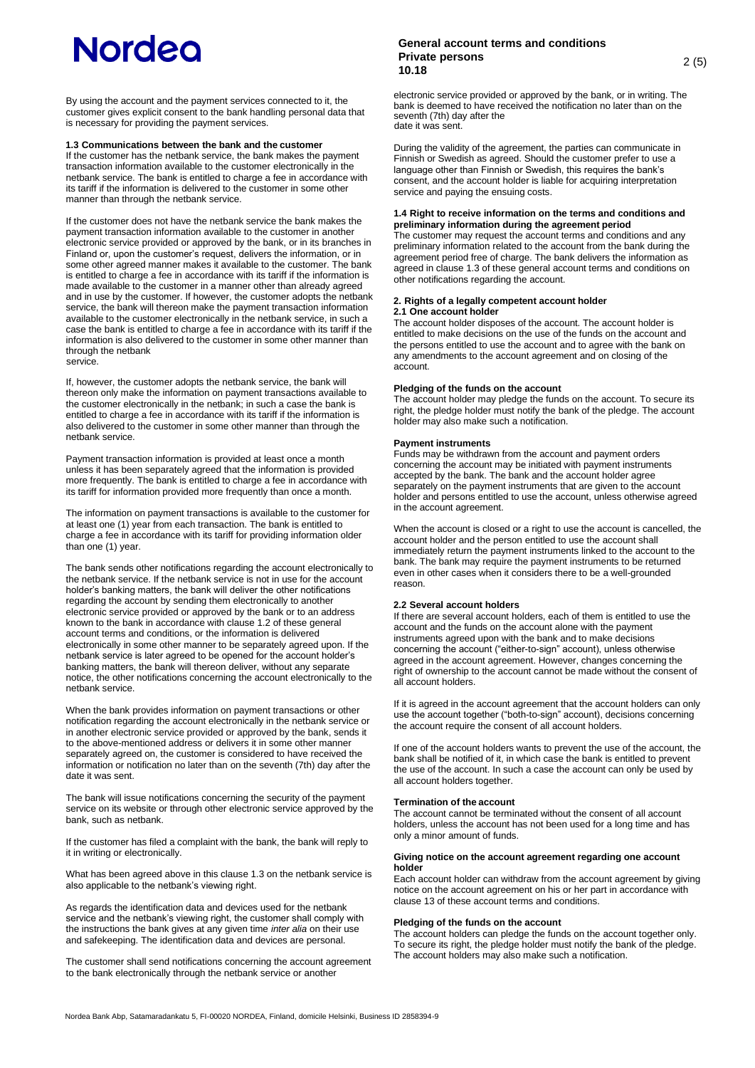By using the account and the payment services connected to it, the customer gives explicit consent to the bank handling personal data that is necessary for providing the payment services.

### 1.3 Communications between the bank and the customer

If the customer has the netbank service, the bank makes the payment transaction information available to the customer electronically in the netbank service. The bank is entitled to charge a fee in accordance with its tariff if the information is delivered to the customer in some other manner than through the netbank service.

If the customer does not have the netbank service the bank makes the payment transaction information available to the customer in another electronic service provided or approved by the bank, or in its branches in Finland or, upon the customer's request, delivers the information, or in some other agreed manner makes it available to the customer. The bank is entitled to charge a fee in accordance with its tariff if the information is made available to the customer in a manner other than already agreed and in use by the customer. If however, the customer adopts the netbank service, the bank will thereon make the payment transaction information available to the customer electronically in the netbank service, in such a case the bank is entitled to charge a fee in accordance with its tariff if the information is also delivered to the customer in some other manner than through the netbank service.

If, however, the customer adopts the netbank service, the bank will thereon only make the information on payment transactions available to the customer electronically in the netbank; in such a case the bank is entitled to charge a fee in accordance with its tariff if the information is also delivered to the customer in some other manner than through the netbank service.

Payment transaction information is provided at least once a month unless it has been separately agreed that the information is provided more frequently. The bank is entitled to charge a fee in accordance with its tariff for information provided more frequently than once a month.

The information on payment transactions is available to the customer for at least one (1) year from each transaction. The bank is entitled to charge a fee in accordance with its tariff for providing information older than one (1) year.

The bank sends other notifications regarding the account electronically to the netbank service. If the netbank service is not in use for the account holder's banking matters, the bank will deliver the other notifications regarding the account by sending them electronically to another electronic service provided or approved by the bank or to an address known to the bank in accordance with clause 1.2 of these general account terms and conditions, or the information is delivered electronically in some other manner to be separately agreed upon. If the netbank service is later agreed to be opened for the account holder's banking matters, the bank will thereon deliver, without any separate notice, the other notifications concerning the account electronically to the netbank service.

When the bank provides information on payment transactions or other notification regarding the account electronically in the netbank service or in another electronic service provided or approved by the bank, sends it to the above-mentioned address or delivers it in some other manner separately agreed on, the customer is considered to have received the information or notification no later than on the seventh (7th) day after the date it was sent.

The bank will issue notifications concerning the security of the payment service on its website or through other electronic service approved by the bank, such as netbank.

If the customer has filed a complaint with the bank, the bank will reply to it in writing or electronically.

What has been agreed above in this clause 1.3 on the netbank service is also applicable to the netbank's viewing right.

As regards the identification data and devices used for the netbank service and the netbank's viewing right, the customer shall comply with the instructions the bank gives at any given time *inter alia* on their use and safekeeping. The identification data and devices are personal.

The customer shall send notifications concerning the account agreement to the bank electronically through the netbank service or another electronic service provided or approved by the bank, or in writing. The bank is deemed to have received the notification no later than on the seventh (7th) day after the date it was sent.

During the validity of the agreement, the parties can communicate in Finnish or Swedish as agreed. Should the customer prefer to use a language other than Finnish or Swedish, this requires the bank's consent, and the account holder is liable for acquiring interpretation service and paying the ensuing costs.

### 1.4 Right to receive information on the terms and conditions and preliminary information during the agreement period

The customer may request the account terms and conditions and any preliminary information related to the account from the bank during the agreement period free of charge. The bank delivers the information as agreed in clause 1.3 of these general account terms and conditions on other notifications regarding the account.

## 2. Rights of a legally competent account holder

### 2.1 One account holder

The account holder disposes of the account. The account holder is entitled to make decisions on the use of the funds on the account and the persons entitled to use the account and to agree with the bank on any amendments to the account agreement and on closing of the account.

**Pledging of the funds on the account**

The account holder may pledge the funds on the account. To secure its right, the pledge holder must notify the bank of the pledge. The account holder may also make such a notification.

**Payment instruments**

Funds may be withdrawn from the account and payment orders concerning the account may be initiated with payment instruments accepted by the bank. The bank and the account holder agree separately on the payment instruments that are given to the account holder and persons entitled to use the account, unless otherwise agreed in the account agreement.

When the account is closed or a right to use the account is cancelled, the account holder and the person entitled to use the account shall immediately return the payment instruments linked to the account to the bank. The bank may require the payment instruments to be returned even in other cases when it considers there to be a well-grounded reason.

### 2.2 Several account holders

If there are several account holders, each of them is entitled to use the account and the funds on the account alone with the payment instruments agreed upon with the bank and to make decisions concerning the account ("either-to-sign" account), unless otherwise agreed in the account agreement. However, changes concerning the right of ownership to the account cannot be made without the consent of all account holders.

If it is agreed in the account agreement that the account holders can only use the account together ("both-to-sign" account), decisions concerning the account require the consent of all account holders.

If one of the account holders wants to prevent the use of the account, the bank shall be notified of it, in which case the bank is entitled to prevent the use of the account. In such a case the account can only be used by all account holders together.

**Termination of the account**

The account cannot be terminated without the consent of all account holders, unless the account has not been used for a long time and has only a minor amount of funds.

**Giving notice on the account agreement regarding one account holder**

Each account holder can withdraw from the account agreement by giving notice on the account agreement on his or her part in accordance with clause 13 of these account terms and conditions.

**Pledging of the funds on the account**

The account holders can pledge the funds on the account together only. To secure its right, the pledge holder must notify the bank of the pledge. The account holders may also make such a notification.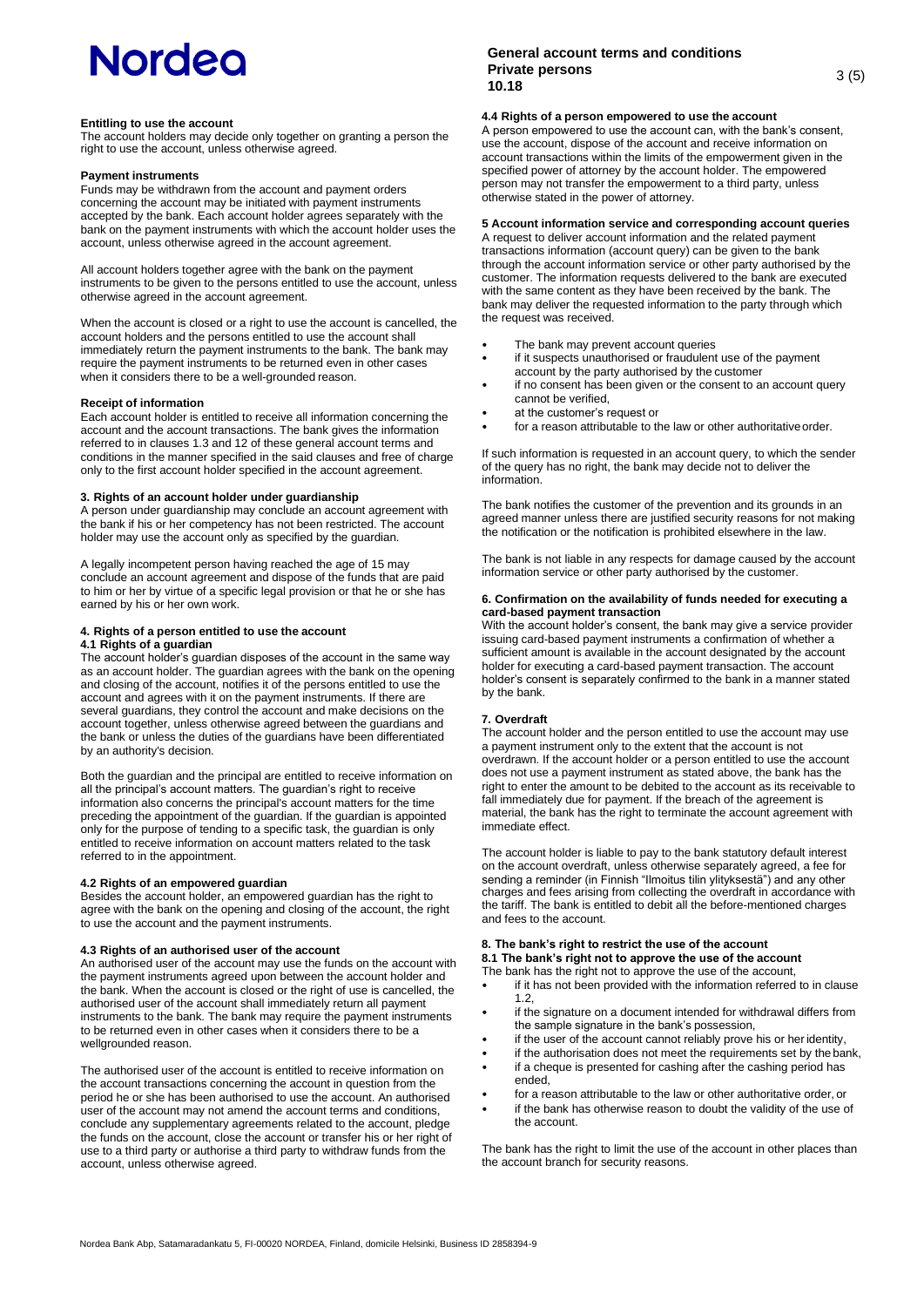#### Entitling to use the account

The account holders may decide only together on granting a person the right to use the account, unless otherwise agreed.

#### Payment instruments

Funds may be withdrawn from the account and payment orders concerning the account may be initiated with payment instruments accepted by the bank. Each account holder agrees separately with the bank on the payment instruments with which the account holder uses the account, unless otherwise agreed in the account agreement.

All account holders together agree with the bank on the payment instruments to be given to the persons entitled to use the account, unless otherwise agreed in the account agreement.

When the account is closed or a right to use the account is cancelled, the account holders and the persons entitled to use the account shall immediately return the payment instruments to the bank. The bank may require the payment instruments to be returned even in other cases when it considers there to be a well-grounded reason.

#### Receipt of information

Each account holder is entitled to receive all information concerning the account and the account transactions. The bank gives the information referred to in clauses 1.3 and 12 of these general account terms and conditions in the manner specified in the said clauses and free of charge only to the first account holder specified in the account agreement.

### 3. Rights of an account holder under guardianship

A person under guardianship may conclude an account agreement with the bank if his or her competency has not been restricted. The account holder may use the account only as specified by the guardian.

A legally incompetent person having reached the age of 15 may conclude an account agreement and dispose of the funds that are paid to him or her by virtue of a specific legal provision or that he or she has earned by his or her own work.

### 4. Rights of a person entitled to use the account

#### 4.1 Rights of a guardian

The account holder's guardian disposes of the account in the same way as an account holder. The guardian agrees with the bank on the opening and closing of the account, notifies it of the persons entitled to use the account and agrees with it on the payment instruments. If there are several guardians, they control the account and make decisions on the account together, unless otherwise agreed between the guardians and the bank or unless the duties of the guardians have been differentiated by an authority's decision.

Both the guardian and the principal are entitled to receive information on all the principal's account matters. The guardian's right to receive information also concerns the principal's account matters for the time preceding the appointment of the guardian. If the guardian is appointed only for the purpose of tending to a specific task, the guardian is only entitled to receive information on account matters related to the task referred to in the appointment.

#### 4.2 Rights of an empowered guardian

Besides the account holder, an empowered guardian has the right to agree with the bank on the opening and closing of the account, the right to use the account and the payment instruments.

#### 4.3 Rights of an authorised user of the account

An authorised user of the account may use the funds on the account with the payment instruments agreed upon between the account holder and the bank. When the account is closed or the right of use is cancelled, the authorised user of the account shall immediately return all payment instruments to the bank. The bank may require the payment instruments to be returned even in other cases when it considers there to be a wellgrounded reason.

The authorised user of the account is entitled to receive information on the account transactions concerning the account in question from the period he or she has been authorised to use the account. An authorised user of the account may not amend the account terms and conditions, conclude any supplementary agreements related to the account, pledge the funds on the account, close the account or transfer his or her right of use to a third party or authorise a third party to withdraw funds from the account, unless otherwise agreed.

#### 4.4 Rights of a person empowered to use the account

A person empowered to use the account can, with the bank's consent, use the account, dispose of the account and receive information on account transactions within the limits of the empowerment given in the specified power of attorney by the account holder. The empowered person may not transfer the empowerment to a third party, unless otherwise stated in the power of attorney.

### 5 Account information service and corresponding account queries

A request to deliver account information and the related payment transactions information (account query) can be given to the bank through the account information service or other party authorised by the customer. The information requests delivered to the bank are executed with the same content as they have been received by the bank. The bank may deliver the requested information to the party through which the request was received.

- The bank may prevent account queries
- if it suspects unauthorised or fraudulent use of the payment account by the party authorised by the customer
- if no consent has been given or the consent to an account query cannot be verified,
- at the customer's request or
- for a reason attributable to the law or other authoritative order.

If such information is requested in an account query, to which the sender of the query has no right, the bank may decide not to deliver the information.

The bank notifies the customer of the prevention and its grounds in an agreed manner unless there are justified security reasons for not making the notification or the notification is prohibited elsewhere in the law.

The bank is not liable in any respects for damage caused by the account information service or other party authorised by the customer.

### 6. Confirmation on the availability of funds needed for executing a card-based payment transaction

With the account holder's consent, the bank may give a service provider issuing card-based payment instruments a confirmation of whether a sufficient amount is available in the account designated by the account holder for executing a card-based payment transaction. The account holder's consent is separately confirmed to the bank in a manner stated by the bank.

### 7. Overdraft

The account holder and the person entitled to use the account may use a payment instrument only to the extent that the account is not overdrawn. If the account holder or a person entitled to use the account does not use a payment instrument as stated above, the bank has the right to enter the amount to be debited to the account as its receivable to fall immediately due for payment. If the breach of the agreement is material, the bank has the right to terminate the account agreement with immediate effect.

The account holder is liable to pay to the bank statutory default interest on the account overdraft, unless otherwise separately agreed, a fee for sending a reminder (in Finnish "Ilmoitus tilin ylityksestä") and any other charges and fees arising from collecting the overdraft in accordance with the tariff. The bank is entitled to debit all the before-mentioned charges and fees to the account.

### 8. The bank's right to restrict the use of the account

#### 8.1 The bank's right not to approve the use of the account

The bank has the right not to approve the use of the account,

- if it has not been provided with the information referred to in clause 1.2,
- if the signature on a document intended for withdrawal differs from the sample signature in the bank's possession,
- if the user of the account cannot reliably prove his or her identity,
- if the authorisation does not meet the requirements set by the bank,
- if a cheque is presented for cashing after the cashing period has ended,
- for a reason attributable to the law or other authoritative order, or
- if the bank has otherwise reason to doubt the validity of the use of the account.

The bank has the right to limit the use of the account in other places than the account branch for security reasons.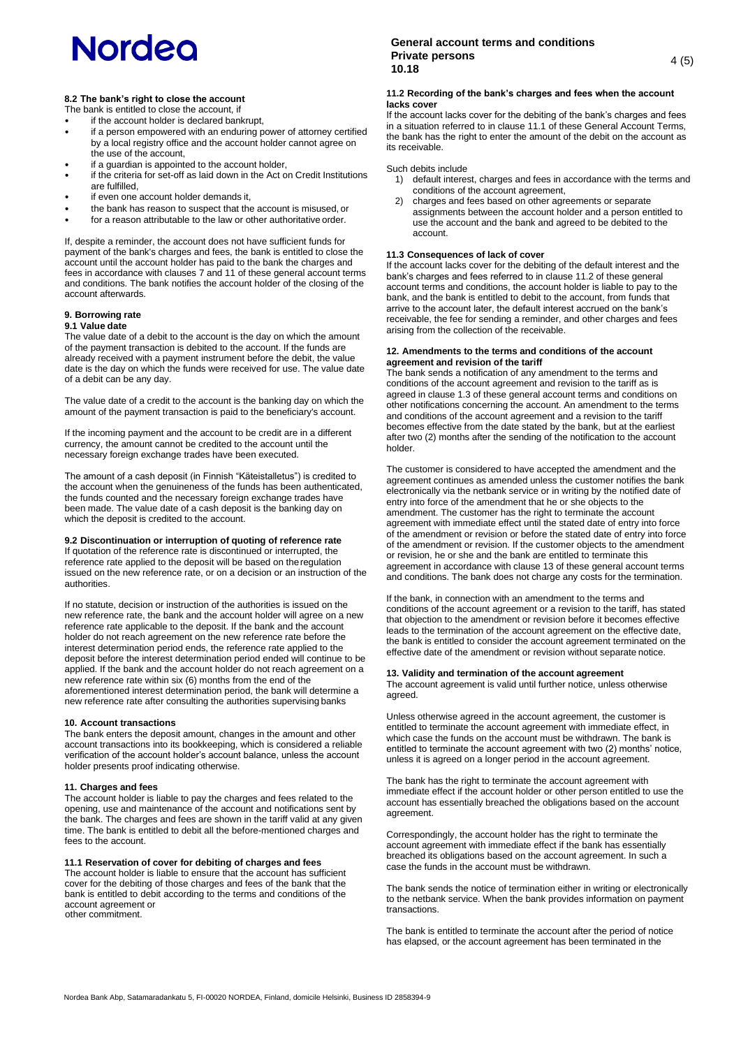#### 8.2 The bank's right to close the account

The bank is entitled to close the account, if

- if the account holder is declared bankrupt,
- if a person empowered with an enduring power of attorney certified by a local registry office and the account holder cannot agree on the use of the account,
- if a guardian is appointed to the account holder,
- if the criteria for set-off as laid down in the Act on Credit Institutions are fulfilled,
- if even one account holder demands it,
- the bank has reason to suspect that the account is misused, or
- for a reason attributable to the law or other authoritative order.

If, despite a reminder, the account does not have sufficient funds for payment of the bank's charges and fees, the bank is entitled to close the account until the account holder has paid to the bank the charges and fees in accordance with clauses 7 and 11 of these general account terms and conditions. The bank notifies the account holder of the closing of the account afterwards.

### 9. Borrowing rate

#### 9.1 Value date

The value date of a debit to the account is the day on which the amount of the payment transaction is debited to the account. If the funds are already received with a payment instrument before the debit, the value date is the day on which the funds were received for use. The value date of a debit can be any day.

The value date of a credit to the account is the banking day on which the amount of the payment transaction is paid to the beneficiary's account.

If the incoming payment and the account to be credit are in a different currency, the amount cannot be credited to the account until the necessary foreign exchange trades have been executed.

The amount of a cash deposit (in Finnish "Käteistalletus") is credited to the account when the genuineness of the funds has been authenticated, the funds counted and the necessary foreign exchange trades have been made. The value date of a cash deposit is the banking day on which the deposit is credited to the account.

#### 9.2 Discontinuation or interruption of quoting of reference rate

If quotation of the reference rate is discontinued or interrupted, the reference rate applied to the deposit will be based on the regulation issued on the new reference rate, or on a decision or an instruction of the authorities.

If no statute, decision or instruction of the authorities is issued on the new reference rate, the bank and the account holder will agree on a new reference rate applicable to the deposit. If the bank and the account holder do not reach agreement on the new reference rate before the interest determination period ends, the reference rate applied to the deposit before the interest determination period ended will continue to be applied. If the bank and the account holder do not reach agreement on a new reference rate within six (6) months from the end of the aforementioned interest determination period, the bank will determine a new reference rate after consulting the authorities supervising banks

### 10. Account transactions

The bank enters the deposit amount, changes in the amount and other account transactions into its bookkeeping, which is considered a reliable verification of the account holder's account balance, unless the account holder presents proof indicating otherwise.

### 11. Charges and fees

The account holder is liable to pay the charges and fees related to the opening, use and maintenance of the account and notifications sent by the bank. The charges and fees are shown in the tariff valid at any given time. The bank is entitled to debit all the before-mentioned charges and fees to the account.

#### 11.1 Reservation of cover for debiting of charges and fees

The account holder is liable to ensure that the account has sufficient cover for the debiting of those charges and fees of the bank that the bank is entitled to debit according to the terms and conditions of the account agreement or other commitment.

#### 11.2 Recording of the bank's charges and fees when the account lacks cover

If the account lacks cover for the debiting of the bank's charges and fees in a situation referred to in clause 11.1 of these General Account Terms, the bank has the right to enter the amount of the debit on the account as its receivable.

Such debits include

1) default interest, charges and fees in accordance with the terms and conditions of the account agreement,
2) charges and fees based on other agreements or separate assignments between the account holder and a person entitled to use the account and the bank and agreed to be debited to the account.

#### 11.3 Consequences of lack of cover

If the account lacks cover for the debiting of the default interest and the bank's charges and fees referred to in clause 11.2 of these general account terms and conditions, the account holder is liable to pay to the bank, and the bank is entitled to debit to the account, from funds that arrive to the account later, the default interest accrued on the bank's receivable, the fee for sending a reminder, and other charges and fees arising from the collection of the receivable.

### 12. Amendments to the terms and conditions of the account agreement and revision of the tariff

The bank sends a notification of any amendment to the terms and conditions of the account agreement and revision to the tariff as is agreed in clause 1.3 of these general account terms and conditions on other notifications concerning the account. An amendment to the terms and conditions of the account agreement and a revision to the tariff becomes effective from the date stated by the bank, but at the earliest after two (2) months after the sending of the notification to the account holder.

The customer is considered to have accepted the amendment and the agreement continues as amended unless the customer notifies the bank electronically via the netbank service or in writing by the notified date of entry into force of the amendment that he or she objects to the amendment. The customer has the right to terminate the account agreement with immediate effect until the stated date of entry into force of the amendment or revision or before the stated date of entry into force of the amendment or revision. If the customer objects to the amendment or revision, he or she and the bank are entitled to terminate this agreement in accordance with clause 13 of these general account terms and conditions. The bank does not charge any costs for the termination.

If the bank, in connection with an amendment to the terms and conditions of the account agreement or a revision to the tariff, has stated that objection to the amendment or revision before it becomes effective leads to the termination of the account agreement on the effective date, the bank is entitled to consider the account agreement terminated on the effective date of the amendment or revision without separate notice.

### 13. Validity and termination of the account agreement

The account agreement is valid until further notice, unless otherwise agreed.

Unless otherwise agreed in the account agreement, the customer is entitled to terminate the account agreement with immediate effect, in which case the funds on the account must be withdrawn. The bank is entitled to terminate the account agreement with two (2) months' notice, unless it is agreed on a longer period in the account agreement.

The bank has the right to terminate the account agreement with immediate effect if the account holder or other person entitled to use the account has essentially breached the obligations based on the account agreement.

Correspondingly, the account holder has the right to terminate the account agreement with immediate effect if the bank has essentially breached its obligations based on the account agreement. In such a case the funds in the account must be withdrawn.

The bank sends the notice of termination either in writing or electronically to the netbank service. When the bank provides information on payment transactions.

The bank is entitled to terminate the account after the period of notice has elapsed, or the account agreement has been terminated in the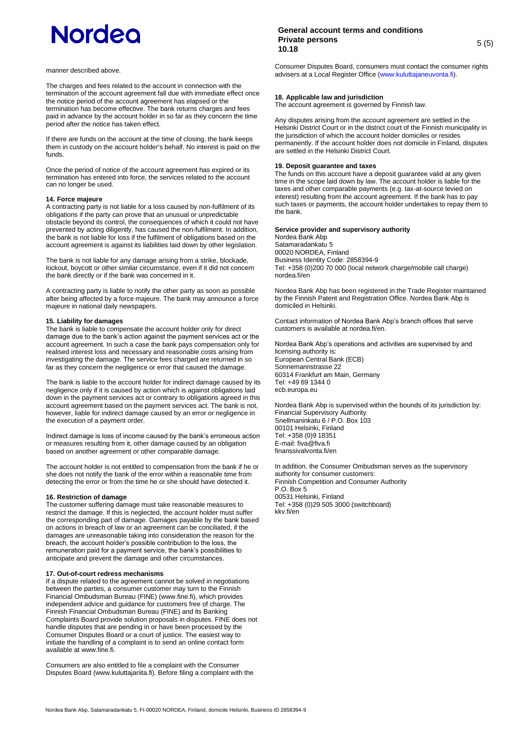manner described above.

The charges and fees related to the account in connection with the termination of the account agreement fall due with immediate effect once the notice period of the account agreement has elapsed or the termination has become effective. The bank returns charges and fees paid in advance by the account holder in so far as they concern the time period after the notice has taken effect.

If there are funds on the account at the time of closing, the bank keeps them in custody on the account holder's behalf. No interest is paid on the funds.

Once the period of notice of the account agreement has expired or its termination has entered into force, the services related to the account can no longer be used.

#### 14. Force majeure

A contracting party is not liable for a loss caused by non-fulfilment of its obligations if the party can prove that an unusual or unpredictable obstacle beyond its control, the consequences of which it could not have prevented by acting diligently, has caused the non-fulfilment. In addition, the bank is not liable for loss if the fulfilment of obligations based on the account agreement is against its liabilities laid down by other legislation.

The bank is not liable for any damage arising from a strike, blockade, lockout, boycott or other similar circumstance, even if it did not concern the bank directly or if the bank was concerned in it.

A contracting party is liable to notify the other party as soon as possible after being affected by a force majeure. The bank may announce a force majeure in national daily newspapers.

#### 15. Liability for damages

The bank is liable to compensate the account holder only for direct damage due to the bank's action against the payment services act or the account agreement. In such a case the bank pays compensation only for realised interest loss and necessary and reasonable costs arising from investigating the damage. The service fees charged are returned in so far as they concern the negligence or error that caused the damage.

The bank is liable to the account holder for indirect damage caused by its negligence only if it is caused by action which is against obligations laid down in the payment services act or contrary to obligations agreed in this account agreement based on the payment services act. The bank is not, however, liable for indirect damage caused by an error or negligence in the execution of a payment order.

Indirect damage is loss of income caused by the bank's erroneous action or measures resulting from it, other damage caused by an obligation based on another agreement or other comparable damage.

The account holder is not entitled to compensation from the bank if he or she does not notify the bank of the error within a reasonable time from detecting the error or from the time he or she should have detected it.

#### 16. Restriction of damage

The customer suffering damage must take reasonable measures to restrict the damage. If this is neglected, the account holder must suffer the corresponding part of damage. Damages payable by the bank based on actions in breach of law or an agreement can be conciliated, if the damages are unreasonable taking into consideration the reason for the breach, the account holder's possible contribution to the loss, the remuneration paid for a payment service, the bank's possibilities to anticipate and prevent the damage and other circumstances.

#### 17. Out-of-court redress mechanisms

If a dispute related to the agreement cannot be solved in negotiations between the parties, a consumer customer may turn to the Finnish Financial Ombudsman Bureau (FINE) (www.fine.fi), which provides independent advice and guidance for customers free of charge. The Finnish Financial Ombudsman Bureau (FINE) and its Banking Complaints Board provide solution proposals in disputes. FINE does not handle disputes that are pending in or have been processed by the Consumer Disputes Board or a court of justice. The easiest way to initiate the handling of a complaint is to send an online contact form available at www.fine.fi.

Consumers are also entitled to file a complaint with the Consumer Disputes Board (www.kuluttajariita.fi). Before filing a complaint with the Consumer Disputes Board, consumers must contact the consumer rights advisers at a Local Register Office (www.kuluttajaneuvonta.fi).

#### 18. Applicable law and jurisdiction

The account agreement is governed by Finnish law.

Any disputes arising from the account agreement are settled in the Helsinki District Court or in the district court of the Finnish municipality in the jurisdiction of which the account holder domiciles or resides permanently. If the account holder does not domicile in Finland, disputes are settled in the Helsinki District Court.

#### 19. Deposit guarantee and taxes

The funds on this account have a deposit guarantee valid at any given time in the scope laid down by law. The account holder is liable for the taxes and other comparable payments (e.g. tax-at-source levied on interest) resulting from the account agreement. If the bank has to pay such taxes or payments, the account holder undertakes to repay them to the bank.

#### Service provider and supervisory authority

Nordea Bank Abp
Satamaradankatu 5
00020 NORDEA, Finland
Business Identity Code: 2858394-9
Tel: +358 (0)200 70 000 (local network charge/mobile call charge)
nordea.fi/en

Nordea Bank Abp has been registered in the Trade Register maintained by the Finnish Patent and Registration Office. Nordea Bank Abp is domiciled in Helsinki.

Contact information of Nordea Bank Abp's branch offices that serve customers is available at nordea.fi/en.

Nordea Bank Abp's operations and activities are supervised by and licensing authority is:
European Central Bank (ECB)
Sonnemannstrasse 22
60314 Frankfurt am Main, Germany
Tel: +49 69 1344 0
ecb.europa.eu

Nordea Bank Abp is supervised within the bounds of its jurisdiction by:
Financial Supervisory Authority
Snellmaninkatu 6 / P.O. Box 103
00101 Helsinki, Finland
Tel: +358 (0)9 18351
E-mail: fiva@fiva.fi
finanssivalvonta.fi/en

In addition, the Consumer Ombudsman serves as the supervisory authority for consumer customers:
Finnish Competition and Consumer Authority
P.O. Box 5
00531 Helsinki, Finland
Tel: +358 (0)29 505 3000 (switchboard)
kkv.fi/en